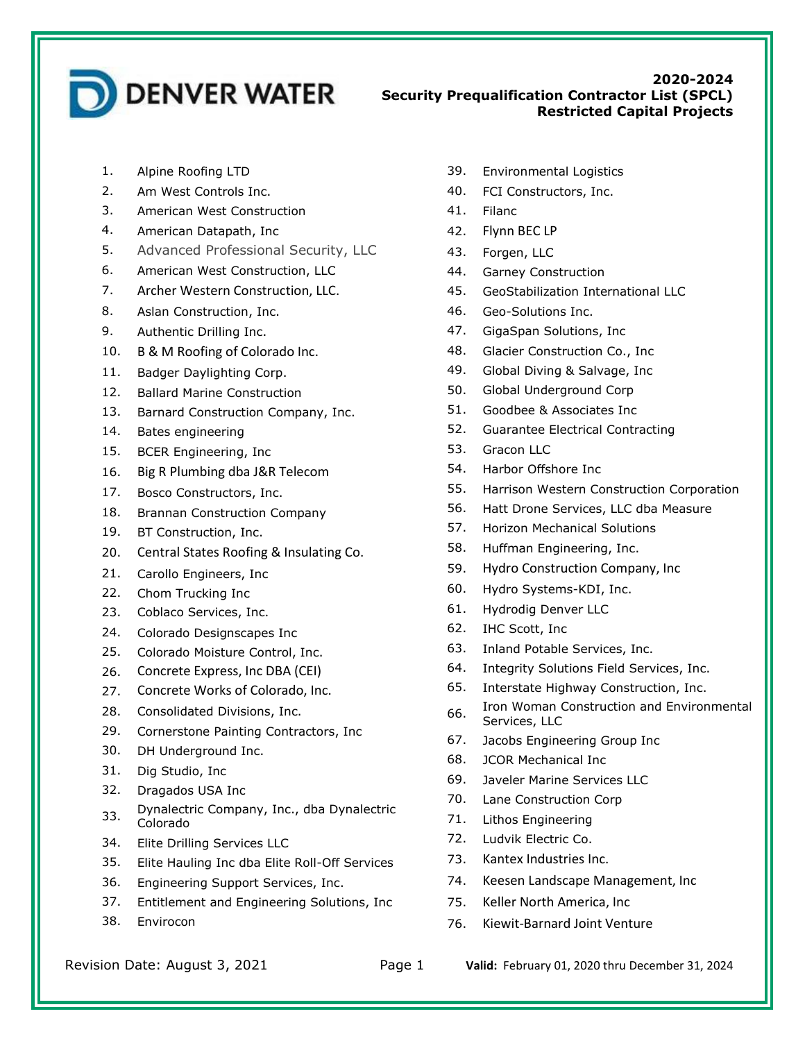DENVER WATER

# 2020-2024
## Security Prequalification Contractor List (SPCL)
## Restricted Capital Projects

1. Alpine Roofing LTD
2. Am West Controls Inc.
3. American West Construction
4. American Datapath, Inc
5. Advanced Professional Security, LLC
6. American West Construction, LLC
7. Archer Western Construction, LLC.
8. Aslan Construction, Inc.
9. Authentic Drilling Inc.
10. B & M Roofing of Colorado Inc.
11. Badger Daylighting Corp.
12. Ballard Marine Construction
13. Barnard Construction Company, Inc.
14. Bates engineering
15. BCER Engineering, Inc
16. Big R Plumbing dba J&R Telecom
17. Bosco Constructors, Inc.
18. Brannan Construction Company
19. BT Construction, Inc.
20. Central States Roofing & Insulating Co.
21. Carollo Engineers, Inc
22. Chom Trucking Inc
23. Coblaco Services, Inc.
24. Colorado Designscapes Inc
25. Colorado Moisture Control, Inc.
26. Concrete Express, Inc DBA (CEI)
27. Concrete Works of Colorado, Inc.
28. Consolidated Divisions, Inc.
29. Cornerstone Painting Contractors, Inc
30. DH Underground Inc.
31. Dig Studio, Inc
32. Dragados USA Inc
33. Dynalectric Company, Inc., dba Dynalectric Colorado
34. Elite Drilling Services LLC
35. Elite Hauling Inc dba Elite Roll-Off Services
36. Engineering Support Services, Inc.
37. Entitlement and Engineering Solutions, Inc
38. Envirocon
39. Environmental Logistics
40. FCI Constructors, Inc.
41. Filanc
42. Flynn BEC LP
43. Forgen, LLC
44. Garney Construction
45. GeoStabilization International LLC
46. Geo-Solutions Inc.
47. GigaSpan Solutions, Inc
48. Glacier Construction Co., Inc
49. Global Diving & Salvage, Inc
50. Global Underground Corp
51. Goodbee & Associates Inc
52. Guarantee Electrical Contracting
53. Gracon LLC
54. Harbor Offshore Inc
55. Harrison Western Construction Corporation
56. Hatt Drone Services, LLC dba Measure
57. Horizon Mechanical Solutions
58. Huffman Engineering, Inc.
59. Hydro Construction Company, Inc
60. Hydro Systems-KDI, Inc.
61. Hydrodig Denver LLC
62. IHC Scott, Inc
63. Inland Potable Services, Inc.
64. Integrity Solutions Field Services, Inc.
65. Interstate Highway Construction, Inc.
66. Iron Woman Construction and Environmental Services, LLC
67. Jacobs Engineering Group Inc
68. JCOR Mechanical Inc
69. Javeler Marine Services LLC
70. Lane Construction Corp
71. Lithos Engineering
72. Ludvik Electric Co.
73. Kantex Industries Inc.
74. Keesen Landscape Management, Inc
75. Keller North America, Inc
76. Kiewit-Barnard Joint Venture

Revision Date: August 3, 2021

**Valid:** February 01, 2020 thru December 31, 2024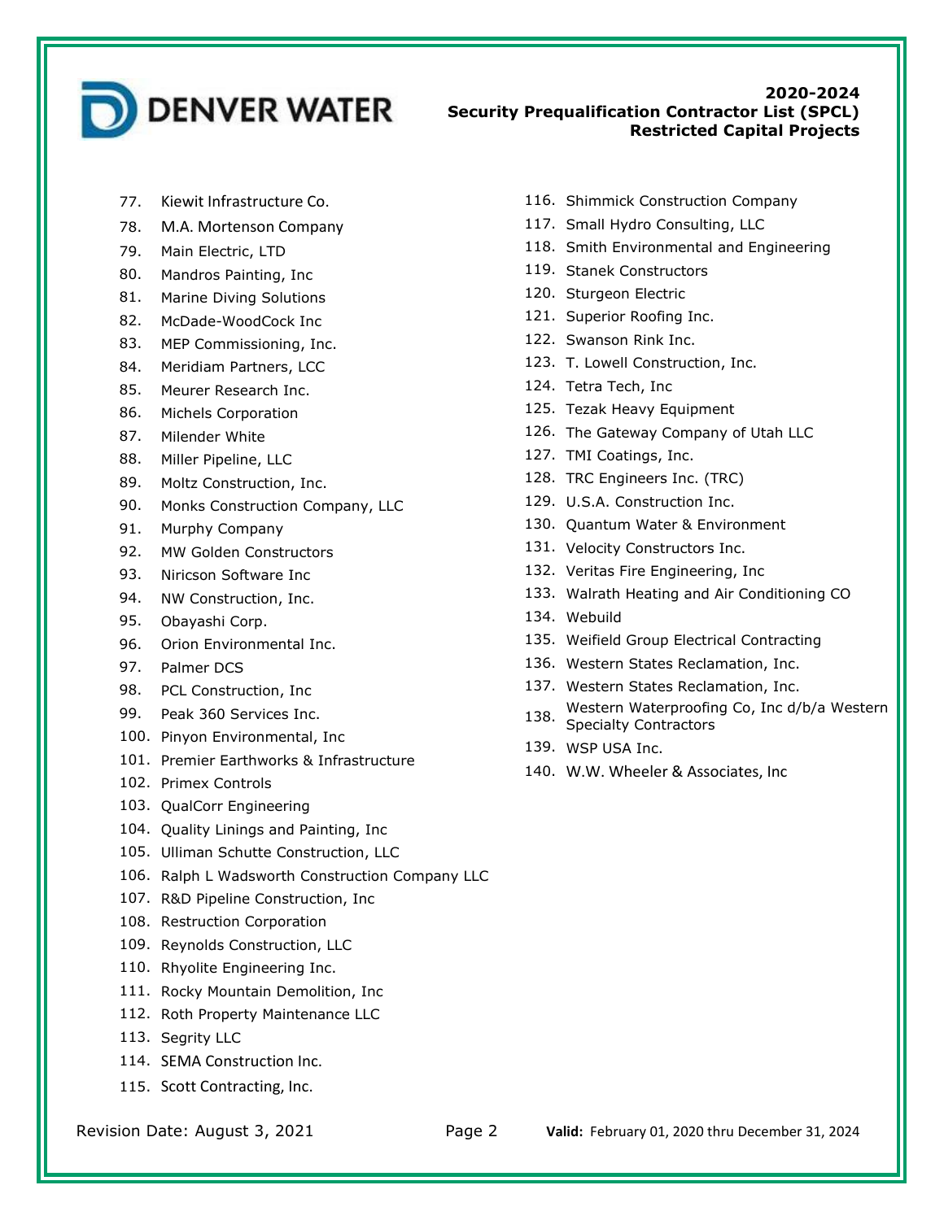77. Kiewit Infrastructure Co.
78. M.A. Mortenson Company
79. Main Electric, LTD
80. Mandros Painting, Inc
81. Marine Diving Solutions
82. McDade-WoodCock Inc
83. MEP Commissioning, Inc.
84. Meridiam Partners, LCC
85. Meurer Research Inc.
86. Michels Corporation
87. Milender White
88. Miller Pipeline, LLC
89. Moltz Construction, Inc.
90. Monks Construction Company, LLC
91. Murphy Company
92. MW Golden Constructors
93. Niricson Software Inc
94. NW Construction, Inc.
95. Obayashi Corp.
96. Orion Environmental Inc.
97. Palmer DCS
98. PCL Construction, Inc
99. Peak 360 Services Inc.
100. Pinyon Environmental, Inc
101. Premier Earthworks & Infrastructure
102. Primex Controls
103. QualCorr Engineering
104. Quality Linings and Painting, Inc
105. Ulliman Schutte Construction, LLC
106. Ralph L Wadsworth Construction Company LLC
107. R&D Pipeline Construction, Inc
108. Restruction Corporation
109. Reynolds Construction, LLC
110. Rhyolite Engineering Inc.
111. Rocky Mountain Demolition, Inc
112. Roth Property Maintenance LLC
113. Segrity LLC
114. SEMA Construction Inc.
115. Scott Contracting, Inc.
116. Shimmick Construction Company
117. Small Hydro Consulting, LLC
118. Smith Environmental and Engineering
119. Stanek Constructors
120. Sturgeon Electric
121. Superior Roofing Inc.
122. Swanson Rink Inc.
123. T. Lowell Construction, Inc.
124. Tetra Tech, Inc
125. Tezak Heavy Equipment
126. The Gateway Company of Utah LLC
127. TMI Coatings, Inc.
128. TRC Engineers Inc. (TRC)
129. U.S.A. Construction Inc.
130. Quantum Water & Environment
131. Velocity Constructors Inc.
132. Veritas Fire Engineering, Inc
133. Walrath Heating and Air Conditioning CO
134. Webuild
135. Weifield Group Electrical Contracting
136. Western States Reclamation, Inc.
137. Western States Reclamation, Inc.
138. Western Waterproofing Co, Inc d/b/a Western Specialty Contractors
139. WSP USA Inc.
140. W.W. Wheeler & Associates, Inc

Revision Date: August 3, 2021

**Valid:** February 01, 2020 thru December 31, 2024